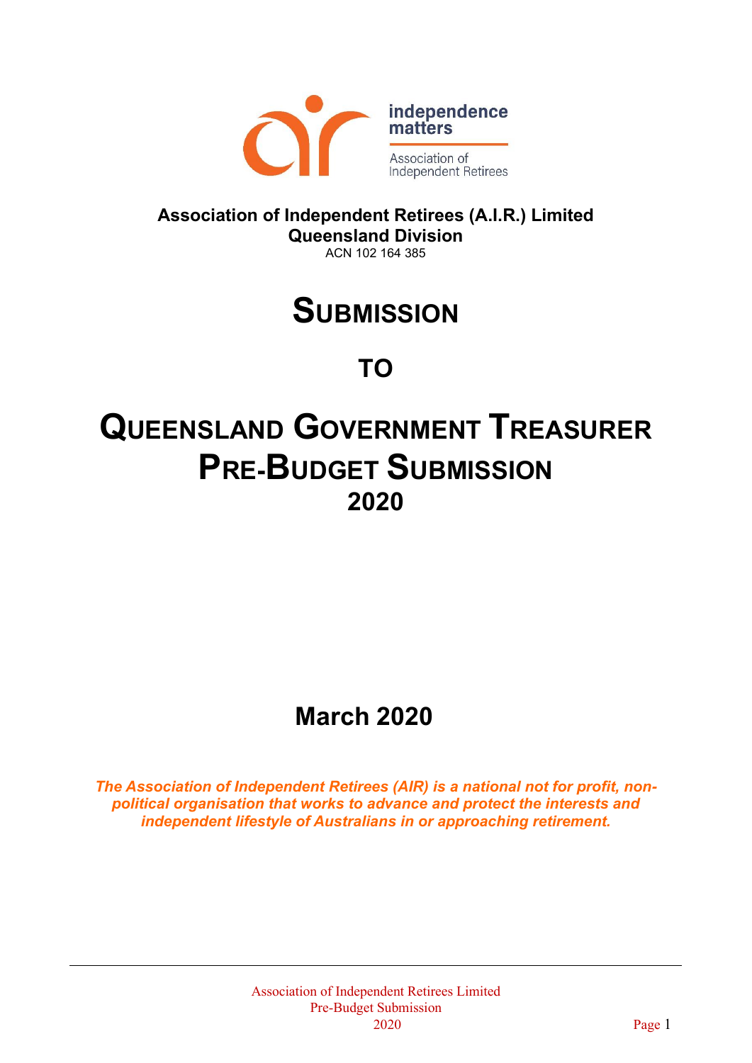**Association of Independent Retirees (A.I.R.) Limited**
**Queensland Division**
ACN 102 164 385

# Submission

## to

# Queensland Government Treasurer Pre-Budget Submission 2020

## March 2020

***The Association of Independent Retirees (AIR) is a national not for profit, non-political organisation that works to advance and protect the interests and independent lifestyle of Australians in or approaching retirement.***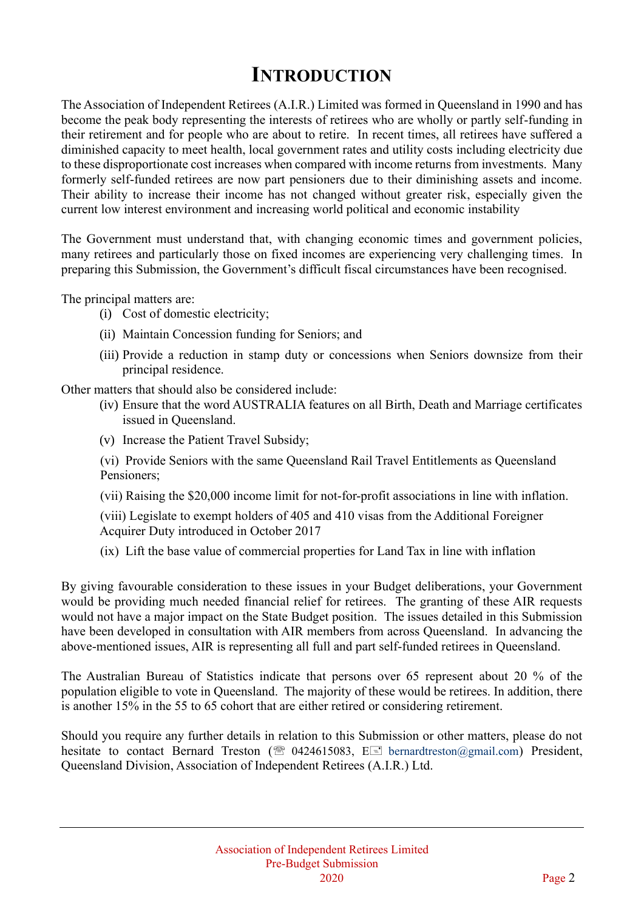# INTRODUCTION

The Association of Independent Retirees (A.I.R.) Limited was formed in Queensland in 1990 and has become the peak body representing the interests of retirees who are wholly or partly self-funding in their retirement and for people who are about to retire. In recent times, all retirees have suffered a diminished capacity to meet health, local government rates and utility costs including electricity due to these disproportionate cost increases when compared with income returns from investments. Many formerly self-funded retirees are now part pensioners due to their diminishing assets and income. Their ability to increase their income has not changed without greater risk, especially given the current low interest environment and increasing world political and economic instability

The Government must understand that, with changing economic times and government policies, many retirees and particularly those on fixed incomes are experiencing very challenging times. In preparing this Submission, the Government's difficult fiscal circumstances have been recognised.

The principal matters are:

(i) Cost of domestic electricity;

(ii) Maintain Concession funding for Seniors; and

(iii) Provide a reduction in stamp duty or concessions when Seniors downsize from their principal residence.

Other matters that should also be considered include:

(iv) Ensure that the word AUSTRALIA features on all Birth, Death and Marriage certificates issued in Queensland.

(v) Increase the Patient Travel Subsidy;

(vi) Provide Seniors with the same Queensland Rail Travel Entitlements as Queensland Pensioners;

(vii) Raising the $20,000 income limit for not-for-profit associations in line with inflation.

(viii) Legislate to exempt holders of 405 and 410 visas from the Additional Foreigner Acquirer Duty introduced in October 2017

(ix) Lift the base value of commercial properties for Land Tax in line with inflation

By giving favourable consideration to these issues in your Budget deliberations, your Government would be providing much needed financial relief for retirees. The granting of these AIR requests would not have a major impact on the State Budget position. The issues detailed in this Submission have been developed in consultation with AIR members from across Queensland. In advancing the above-mentioned issues, AIR is representing all full and part self-funded retirees in Queensland.

The Australian Bureau of Statistics indicate that persons over 65 represent about 20 % of the population eligible to vote in Queensland. The majority of these would be retirees. In addition, there is another 15% in the 55 to 65 cohort that are either retired or considering retirement.

Should you require any further details in relation to this Submission or other matters, please do not hesitate to contact Bernard Treston (☏ 0424615083, E✉ bernardtreston@gmail.com) President, Queensland Division, Association of Independent Retirees (A.I.R.) Ltd.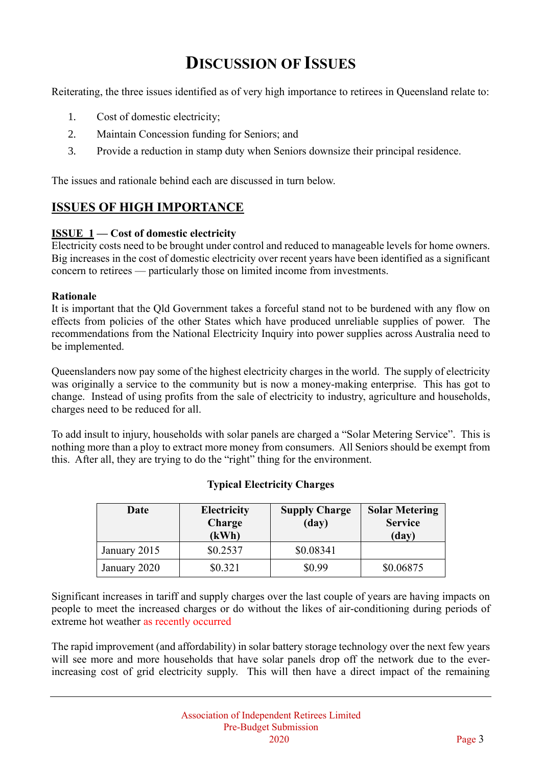# DISCUSSION OF ISSUES

Reiterating, the three issues identified as of very high importance to retirees in Queensland relate to:

1. Cost of domestic electricity;
2. Maintain Concession funding for Seniors; and
3. Provide a reduction in stamp duty when Seniors downsize their principal residence.

The issues and rationale behind each are discussed in turn below.

## ISSUES OF HIGH IMPORTANCE

**ISSUE 1 — Cost of domestic electricity**
Electricity costs need to be brought under control and reduced to manageable levels for home owners. Big increases in the cost of domestic electricity over recent years have been identified as a significant concern to retirees — particularly those on limited income from investments.

**Rationale**
It is important that the Qld Government takes a forceful stand not to be burdened with any flow on effects from policies of the other States which have produced unreliable supplies of power. The recommendations from the National Electricity Inquiry into power supplies across Australia need to be implemented.

Queenslanders now pay some of the highest electricity charges in the world. The supply of electricity was originally a service to the community but is now a money-making enterprise. This has got to change. Instead of using profits from the sale of electricity to industry, agriculture and households, charges need to be reduced for all.

To add insult to injury, households with solar panels are charged a "Solar Metering Service". This is nothing more than a ploy to extract more money from consumers. All Seniors should be exempt from this. After all, they are trying to do the "right" thing for the environment.

**Typical Electricity Charges**

| Date | Electricity Charge (kWh) | Supply Charge (day) | Solar Metering Service (day) |
|---|---|---|---|
| January 2015 | $0.2537 | $0.08341 | |
| January 2020 | $0.321 | $0.99 | $0.06875 |

Significant increases in tariff and supply charges over the last couple of years are having impacts on people to meet the increased charges or do without the likes of air-conditioning during periods of extreme hot weather as recently occurred

The rapid improvement (and affordability) in solar battery storage technology over the next few years will see more and more households that have solar panels drop off the network due to the ever-increasing cost of grid electricity supply. This will then have a direct impact of the remaining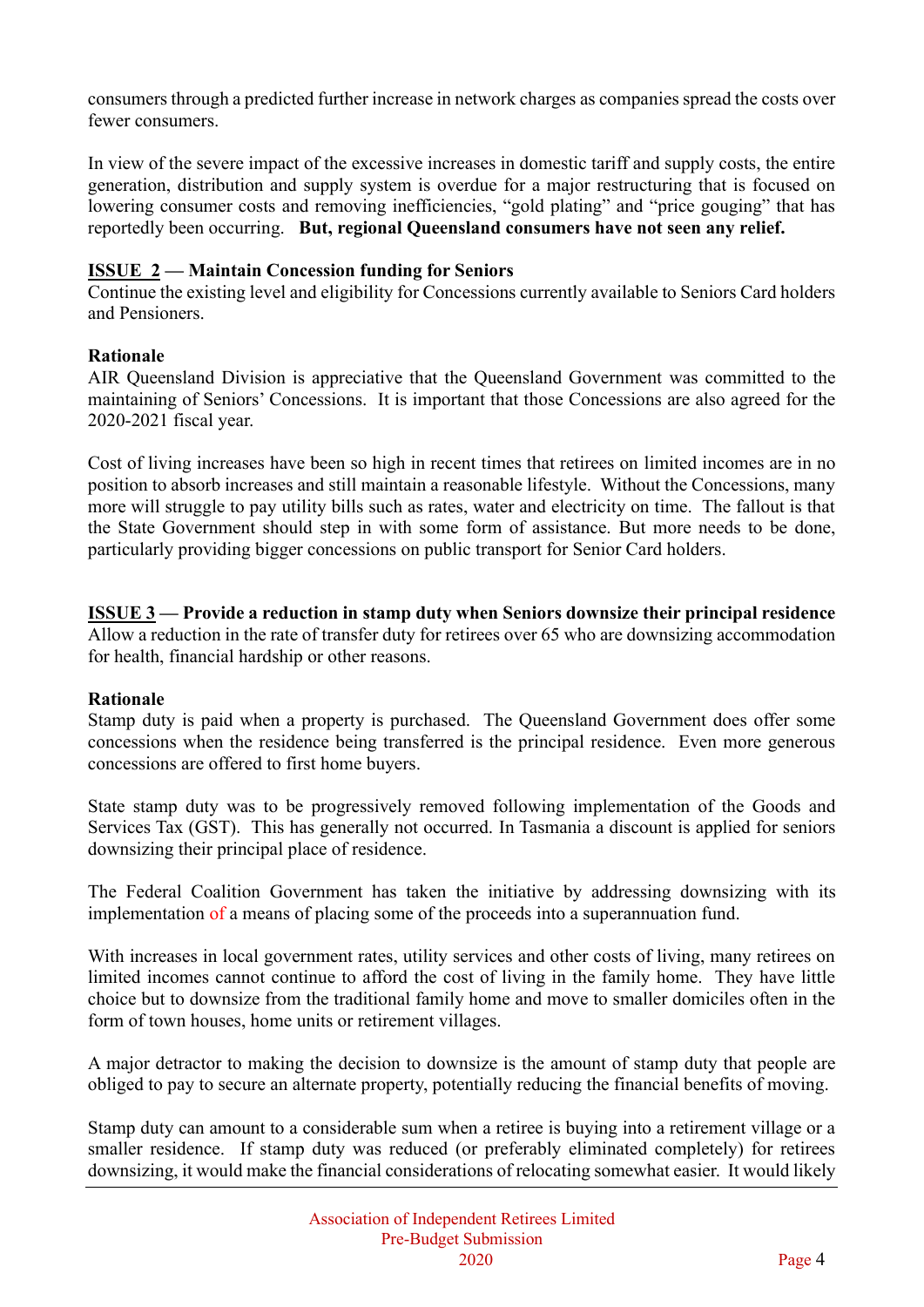consumers through a predicted further increase in network charges as companies spread the costs over fewer consumers.

In view of the severe impact of the excessive increases in domestic tariff and supply costs, the entire generation, distribution and supply system is overdue for a major restructuring that is focused on lowering consumer costs and removing inefficiencies, "gold plating" and "price gouging" that has reportedly been occurring. **But, regional Queensland consumers have not seen any relief.**

### **<u>ISSUE 2</u> — Maintain Concession funding for Seniors**

Continue the existing level and eligibility for Concessions currently available to Seniors Card holders and Pensioners.

**Rationale**

AIR Queensland Division is appreciative that the Queensland Government was committed to the maintaining of Seniors' Concessions. It is important that those Concessions are also agreed for the 2020-2021 fiscal year.

Cost of living increases have been so high in recent times that retirees on limited incomes are in no position to absorb increases and still maintain a reasonable lifestyle. Without the Concessions, many more will struggle to pay utility bills such as rates, water and electricity on time. The fallout is that the State Government should step in with some form of assistance. But more needs to be done, particularly providing bigger concessions on public transport for Senior Card holders.

### **<u>ISSUE 3</u> — Provide a reduction in stamp duty when Seniors downsize their principal residence**

Allow a reduction in the rate of transfer duty for retirees over 65 who are downsizing accommodation for health, financial hardship or other reasons.

**Rationale**

Stamp duty is paid when a property is purchased. The Queensland Government does offer some concessions when the residence being transferred is the principal residence. Even more generous concessions are offered to first home buyers.

State stamp duty was to be progressively removed following implementation of the Goods and Services Tax (GST). This has generally not occurred. In Tasmania a discount is applied for seniors downsizing their principal place of residence.

The Federal Coalition Government has taken the initiative by addressing downsizing with its implementation of a means of placing some of the proceeds into a superannuation fund.

With increases in local government rates, utility services and other costs of living, many retirees on limited incomes cannot continue to afford the cost of living in the family home. They have little choice but to downsize from the traditional family home and move to smaller domiciles often in the form of town houses, home units or retirement villages.

A major detractor to making the decision to downsize is the amount of stamp duty that people are obliged to pay to secure an alternate property, potentially reducing the financial benefits of moving.

Stamp duty can amount to a considerable sum when a retiree is buying into a retirement village or a smaller residence. If stamp duty was reduced (or preferably eliminated completely) for retirees downsizing, it would make the financial considerations of relocating somewhat easier. It would likely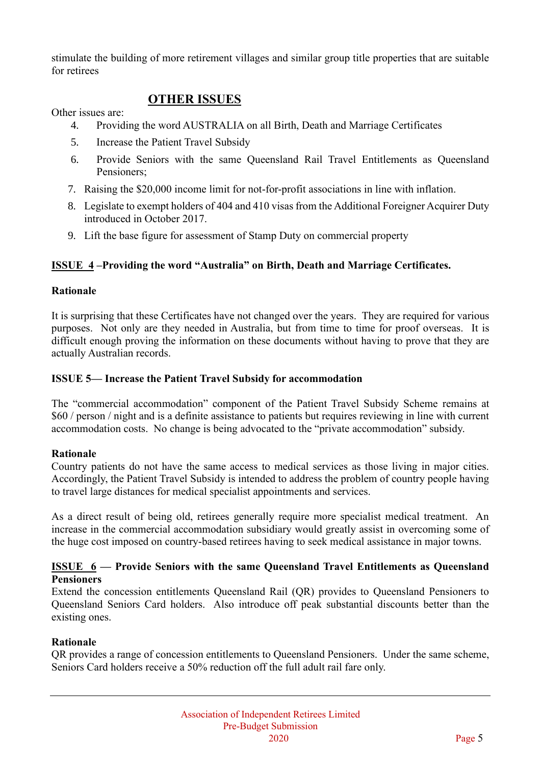stimulate the building of more retirement villages and similar group title properties that are suitable for retirees

## OTHER ISSUES

Other issues are:

4. Providing the word AUSTRALIA on all Birth, Death and Marriage Certificates
5. Increase the Patient Travel Subsidy
6. Provide Seniors with the same Queensland Rail Travel Entitlements as Queensland Pensioners;
7. Raising the $20,000 income limit for not-for-profit associations in line with inflation.
8. Legislate to exempt holders of 404 and 410 visas from the Additional Foreigner Acquirer Duty introduced in October 2017.
9. Lift the base figure for assessment of Stamp Duty on commercial property

### ISSUE 4 –Providing the word "Australia" on Birth, Death and Marriage Certificates.

**Rationale**

It is surprising that these Certificates have not changed over the years. They are required for various purposes. Not only are they needed in Australia, but from time to time for proof overseas. It is difficult enough proving the information on these documents without having to prove that they are actually Australian records.

### ISSUE 5— Increase the Patient Travel Subsidy for accommodation

The "commercial accommodation" component of the Patient Travel Subsidy Scheme remains at $60 / person / night and is a definite assistance to patients but requires reviewing in line with current accommodation costs. No change is being advocated to the "private accommodation" subsidy.

**Rationale**

Country patients do not have the same access to medical services as those living in major cities. Accordingly, the Patient Travel Subsidy is intended to address the problem of country people having to travel large distances for medical specialist appointments and services.

As a direct result of being old, retirees generally require more specialist medical treatment. An increase in the commercial accommodation subsidiary would greatly assist in overcoming some of the huge cost imposed on country-based retirees having to seek medical assistance in major towns.

### ISSUE 6 — Provide Seniors with the same Queensland Travel Entitlements as Queensland Pensioners

Extend the concession entitlements Queensland Rail (QR) provides to Queensland Pensioners to Queensland Seniors Card holders. Also introduce off peak substantial discounts better than the existing ones.

**Rationale**

QR provides a range of concession entitlements to Queensland Pensioners. Under the same scheme, Seniors Card holders receive a 50% reduction off the full adult rail fare only.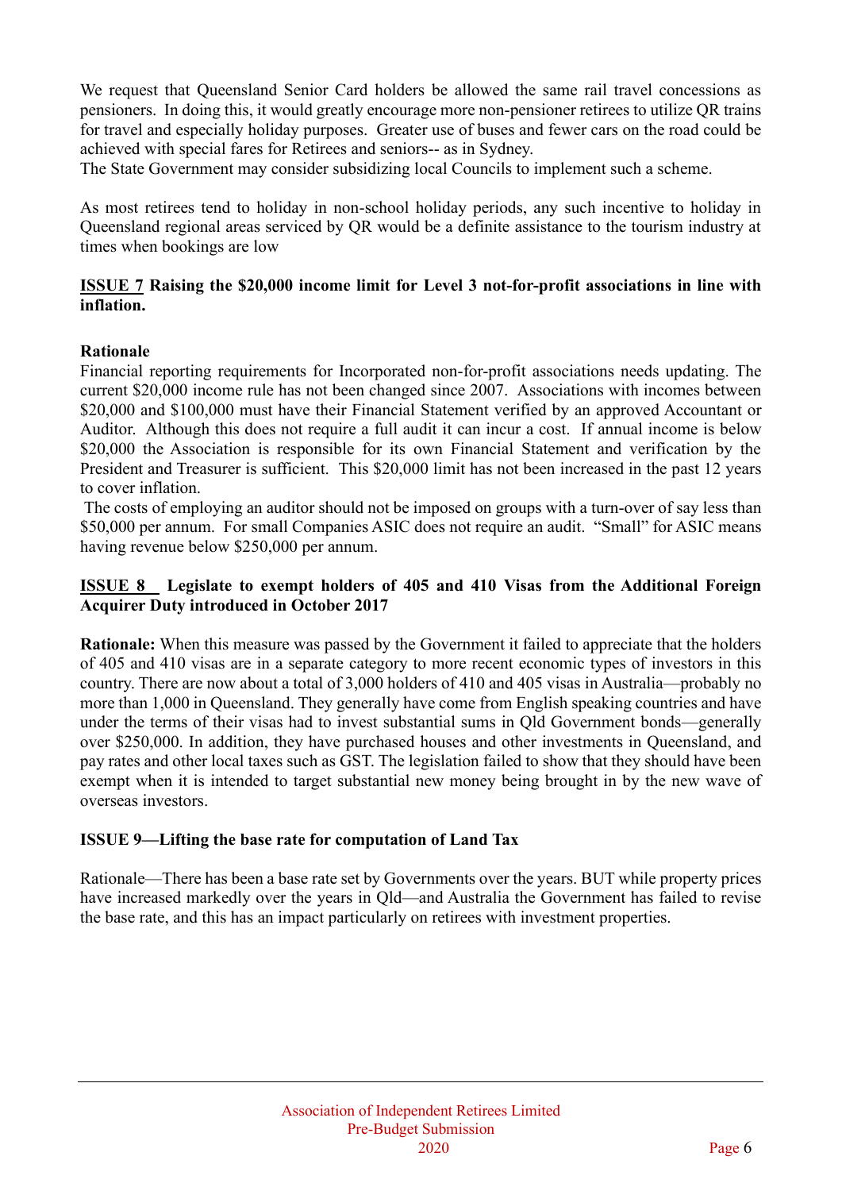We request that Queensland Senior Card holders be allowed the same rail travel concessions as pensioners. In doing this, it would greatly encourage more non-pensioner retirees to utilize QR trains for travel and especially holiday purposes. Greater use of buses and fewer cars on the road could be achieved with special fares for Retirees and seniors-- as in Sydney.
The State Government may consider subsidizing local Councils to implement such a scheme.

As most retirees tend to holiday in non-school holiday periods, any such incentive to holiday in Queensland regional areas serviced by QR would be a definite assistance to the tourism industry at times when bookings are low

**ISSUE 7 Raising the $20,000 income limit for Level 3 not-for-profit associations in line with inflation.**

**Rationale**

Financial reporting requirements for Incorporated non-for-profit associations needs updating. The current $20,000 income rule has not been changed since 2007. Associations with incomes between $20,000 and $100,000 must have their Financial Statement verified by an approved Accountant or Auditor. Although this does not require a full audit it can incur a cost. If annual income is below $20,000 the Association is responsible for its own Financial Statement and verification by the President and Treasurer is sufficient. This $20,000 limit has not been increased in the past 12 years to cover inflation.

The costs of employing an auditor should not be imposed on groups with a turn-over of say less than $50,000 per annum. For small Companies ASIC does not require an audit. "Small" for ASIC means having revenue below $250,000 per annum.

**ISSUE 8 Legislate to exempt holders of 405 and 410 Visas from the Additional Foreign Acquirer Duty introduced in October 2017**

**Rationale:** When this measure was passed by the Government it failed to appreciate that the holders of 405 and 410 visas are in a separate category to more recent economic types of investors in this country. There are now about a total of 3,000 holders of 410 and 405 visas in Australia—probably no more than 1,000 in Queensland. They generally have come from English speaking countries and have under the terms of their visas had to invest substantial sums in Qld Government bonds—generally over $250,000. In addition, they have purchased houses and other investments in Queensland, and pay rates and other local taxes such as GST. The legislation failed to show that they should have been exempt when it is intended to target substantial new money being brought in by the new wave of overseas investors.

**ISSUE 9—Lifting the base rate for computation of Land Tax**

Rationale—There has been a base rate set by Governments over the years. BUT while property prices have increased markedly over the years in Qld—and Australia the Government has failed to revise the base rate, and this has an impact particularly on retirees with investment properties.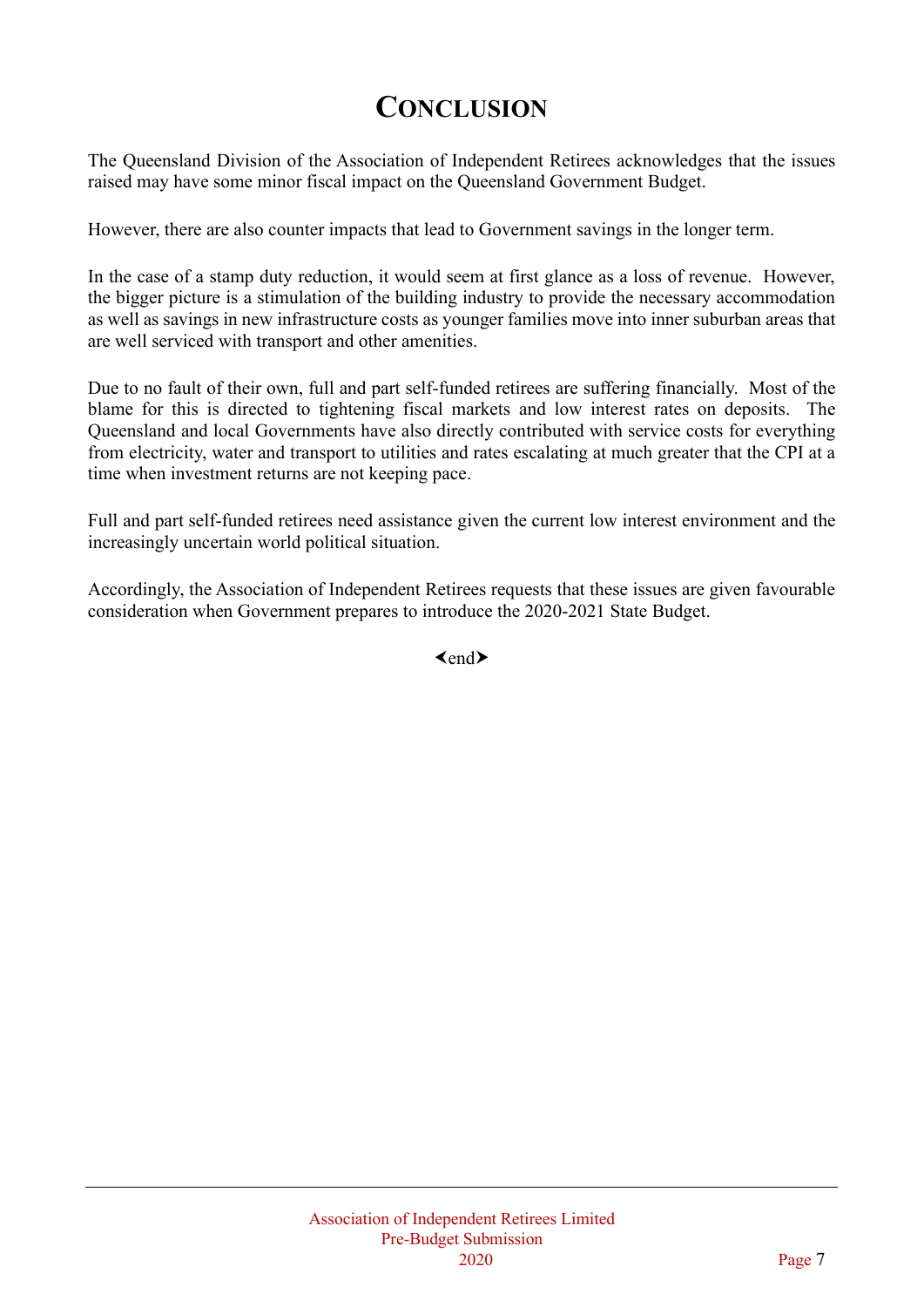# CONCLUSION

The Queensland Division of the Association of Independent Retirees acknowledges that the issues raised may have some minor fiscal impact on the Queensland Government Budget.

However, there are also counter impacts that lead to Government savings in the longer term.

In the case of a stamp duty reduction, it would seem at first glance as a loss of revenue. However, the bigger picture is a stimulation of the building industry to provide the necessary accommodation as well as savings in new infrastructure costs as younger families move into inner suburban areas that are well serviced with transport and other amenities.

Due to no fault of their own, full and part self-funded retirees are suffering financially. Most of the blame for this is directed to tightening fiscal markets and low interest rates on deposits. The Queensland and local Governments have also directly contributed with service costs for everything from electricity, water and transport to utilities and rates escalating at much greater that the CPI at a time when investment returns are not keeping pace.

Full and part self-funded retirees need assistance given the current low interest environment and the increasingly uncertain world political situation.

Accordingly, the Association of Independent Retirees requests that these issues are given favourable consideration when Government prepares to introduce the 2020-2021 State Budget.

➤end➤